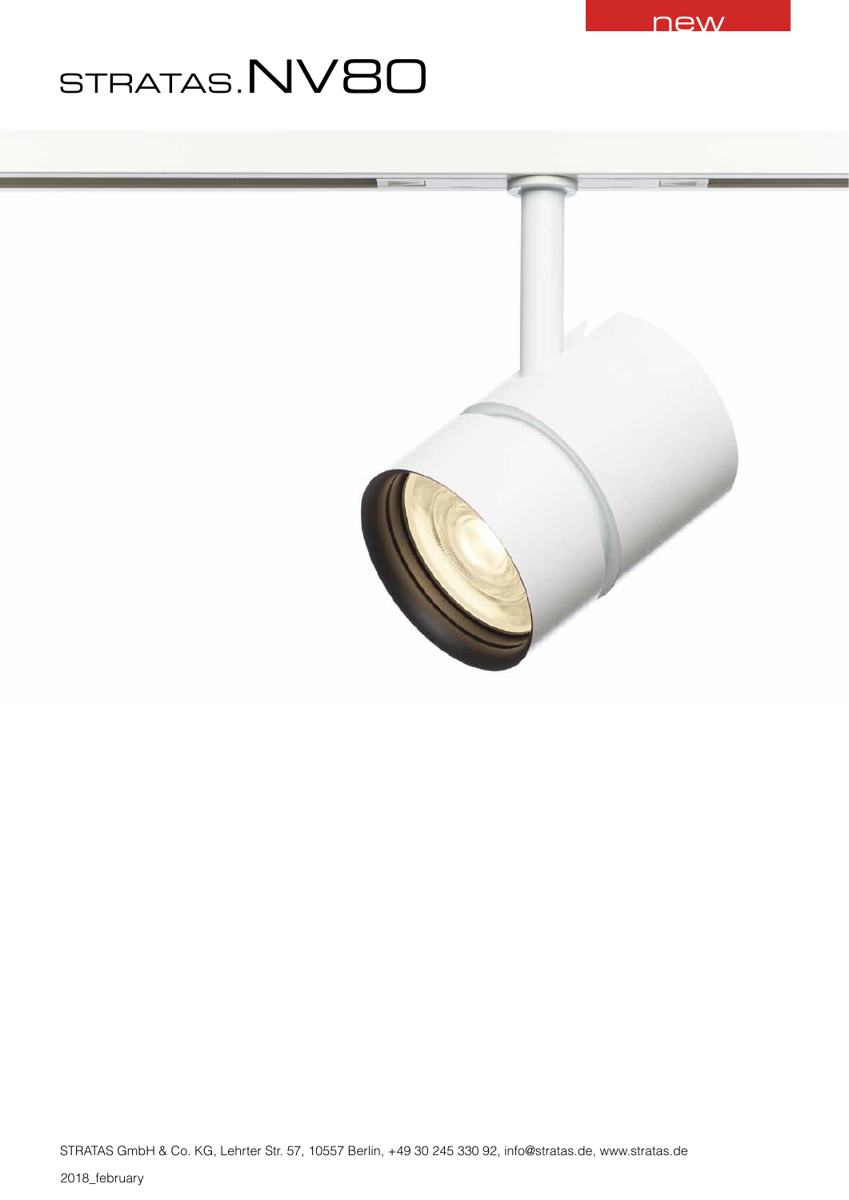new

# STRATAS.NV80

STRATAS GmbH & Co. KG, Lehrter Str. 57, 10557 Berlin, +49 30 245 330 92, info@stratas.de, www.stratas.de

2018_february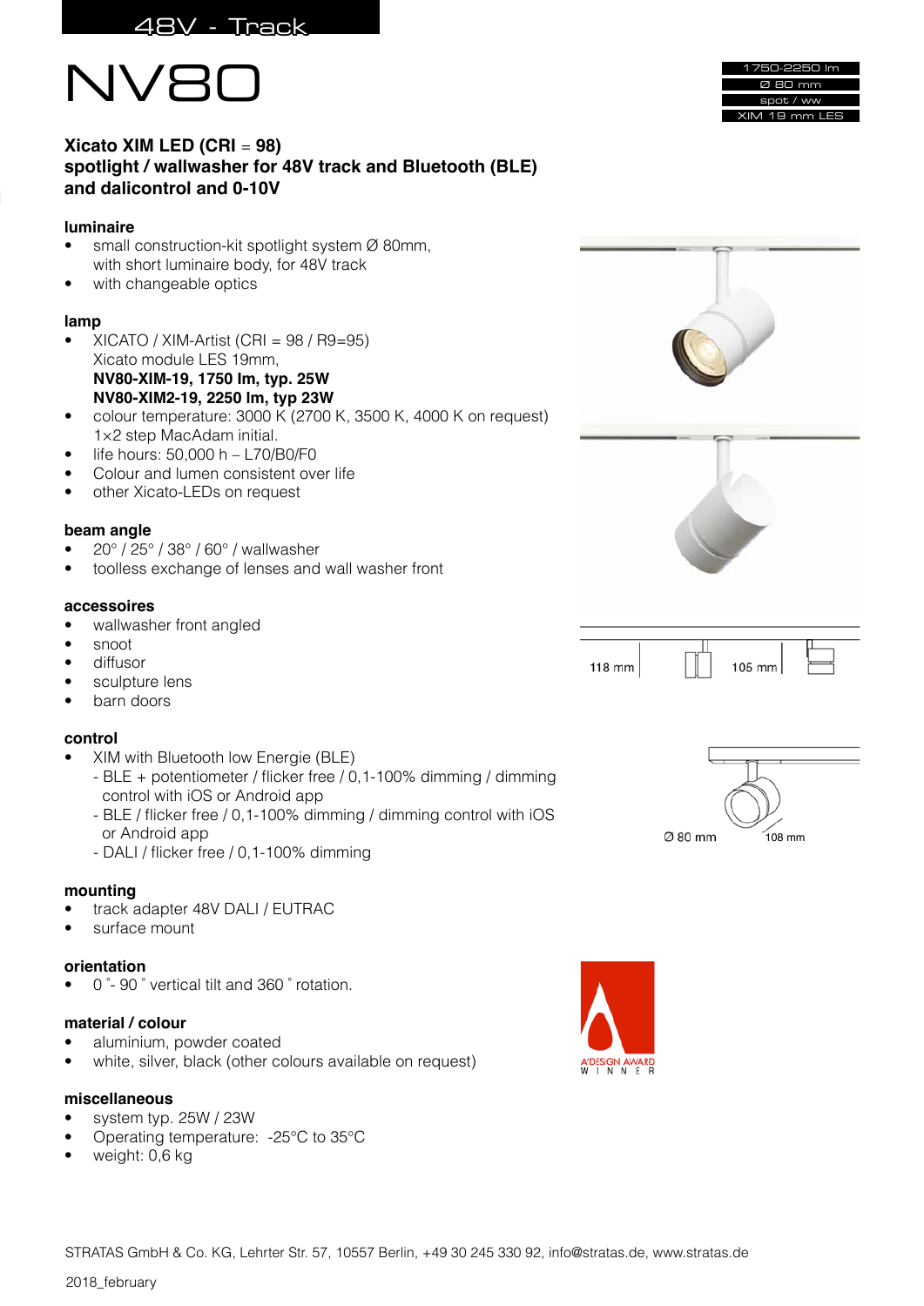48V - Track

# NV80

1750-2250 lm
Ø 80 mm
spot / ww
XIM 19 mm LES

**Xicato XIM LED (CRI = 98)**
**spotlight / wallwasher for 48V track and Bluetooth (BLE)**
**and dalicontrol and 0-10V**

### luminaire

- small construction-kit spotlight system Ø 80mm, with short luminaire body, for 48V track
- with changeable optics

### lamp

- XICATO / XIM-Artist (CRI = 98 / R9=95)
  Xicato module LES 19mm,
  **NV80-XIM-19, 1750 lm, typ. 25W**
  **NV80-XIM2-19, 2250 lm, typ 23W**
- colour temperature: 3000 K (2700 K, 3500 K, 4000 K on request)
  1×2 step MacAdam initial.
- life hours: 50,000 h – L70/B0/F0
- Colour and lumen consistent over life
- other Xicato-LEDs on request

### beam angle

- 20° / 25° / 38° / 60° / wallwasher
- toolless exchange of lenses and wall washer front

### accessoires

- wallwasher front angled
- snoot
- diffusor
- sculpture lens
- barn doors

### control

- XIM with Bluetooth low Energie (BLE)
  - BLE + potentiometer / flicker free / 0,1-100% dimming / dimming control with iOS or Android app
  - BLE / flicker free / 0,1-100% dimming / dimming control with iOS or Android app
  - DALI / flicker free / 0,1-100% dimming

### mounting

- track adapter 48V DALI / EUTRAC
- surface mount

### orientation

- 0 ˚- 90 ˚ vertical tilt and 360 ˚ rotation.

### material / colour

- aluminium, powder coated
- white, silver, black (other colours available on request)

### miscellaneous

- system typ. 25W / 23W
- Operating temperature: -25°C to 35°C
- weight: 0,6 kg

118 mm 105 mm

Ø 80 mm 108 mm

A'DESIGN AWARD WINNER

STRATAS GmbH & Co. KG, Lehrter Str. 57, 10557 Berlin, +49 30 245 330 92, info@stratas.de, www.stratas.de

2018_february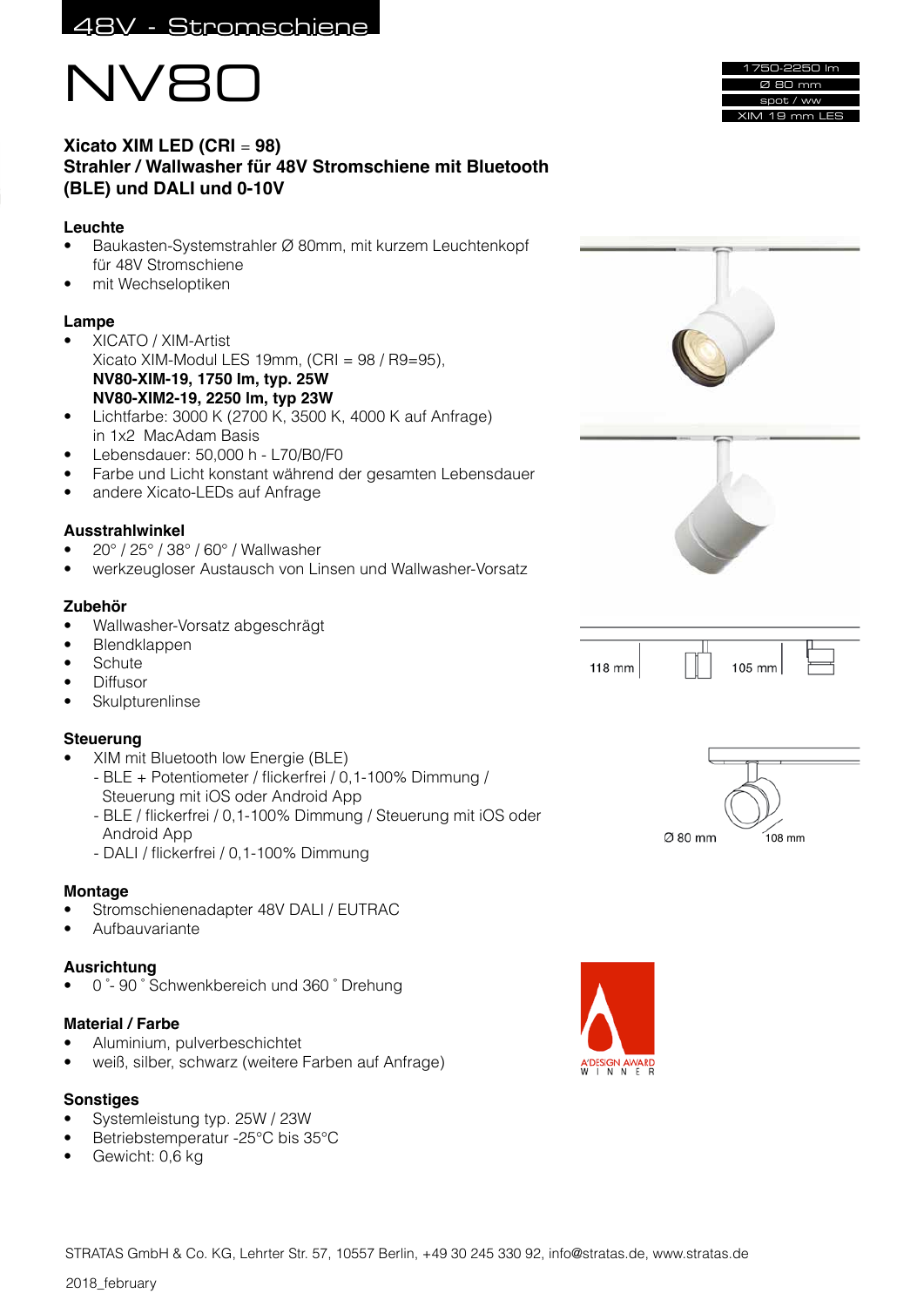48V - Stromschiene

# NV80

1750-2250 lm
Ø 80 mm
spot / ww
XIM 19 mm LES

**Xicato XIM LED (CRI = 98)**
**Strahler / Wallwasher für 48V Stromschiene mit Bluetooth (BLE) und DALI und 0-10V**

### Leuchte

- Baukasten-Systemstrahler Ø 80mm, mit kurzem Leuchtenkopf für 48V Stromschiene
- mit Wechseloptiken

### Lampe

- XICATO / XIM-Artist
  Xicato XIM-Modul LES 19mm, (CRI = 98 / R9=95),
  **NV80-XIM-19, 1750 lm, typ. 25W**
  **NV80-XIM2-19, 2250 lm, typ 23W**
- Lichtfarbe: 3000 K (2700 K, 3500 K, 4000 K auf Anfrage) in 1x2 MacAdam Basis
- Lebensdauer: 50,000 h - L70/B0/F0
- Farbe und Licht konstant während der gesamten Lebensdauer
- andere Xicato-LEDs auf Anfrage

### Ausstrahlwinkel

- 20° / 25° / 38° / 60° / Wallwasher
- werkzeugloser Austausch von Linsen und Wallwasher-Vorsatz

### Zubehör

- Wallwasher-Vorsatz abgeschrägt
- Blendklappen
- Schute
- Diffusor
- Skulpturenlinse

### Steuerung

- XIM mit Bluetooth low Energie (BLE)
  - BLE + Potentiometer / flickerfrei / 0,1-100% Dimmung / Steuerung mit iOS oder Android App
  - BLE / flickerfrei / 0,1-100% Dimmung / Steuerung mit iOS oder Android App
  - DALI / flickerfrei / 0,1-100% Dimmung

### Montage

- Stromschienenadapter 48V DALI / EUTRAC
- Aufbauvariante

### Ausrichtung

- 0 ° - 90 ° Schwenkbereich und 360 ° Drehung

### Material / Farbe

- Aluminium, pulverbeschichtet
- weiß, silber, schwarz (weitere Farben auf Anfrage)

### Sonstiges

- Systemleistung typ. 25W / 23W
- Betriebstemperatur -25°C bis 35°C
- Gewicht: 0,6 kg

118 mm
105 mm
Ø 80 mm
108 mm

A'DESIGN AWARD WINNER

STRATAS GmbH & Co. KG, Lehrter Str. 57, 10557 Berlin, +49 30 245 330 92, info@stratas.de, www.stratas.de

2018_february